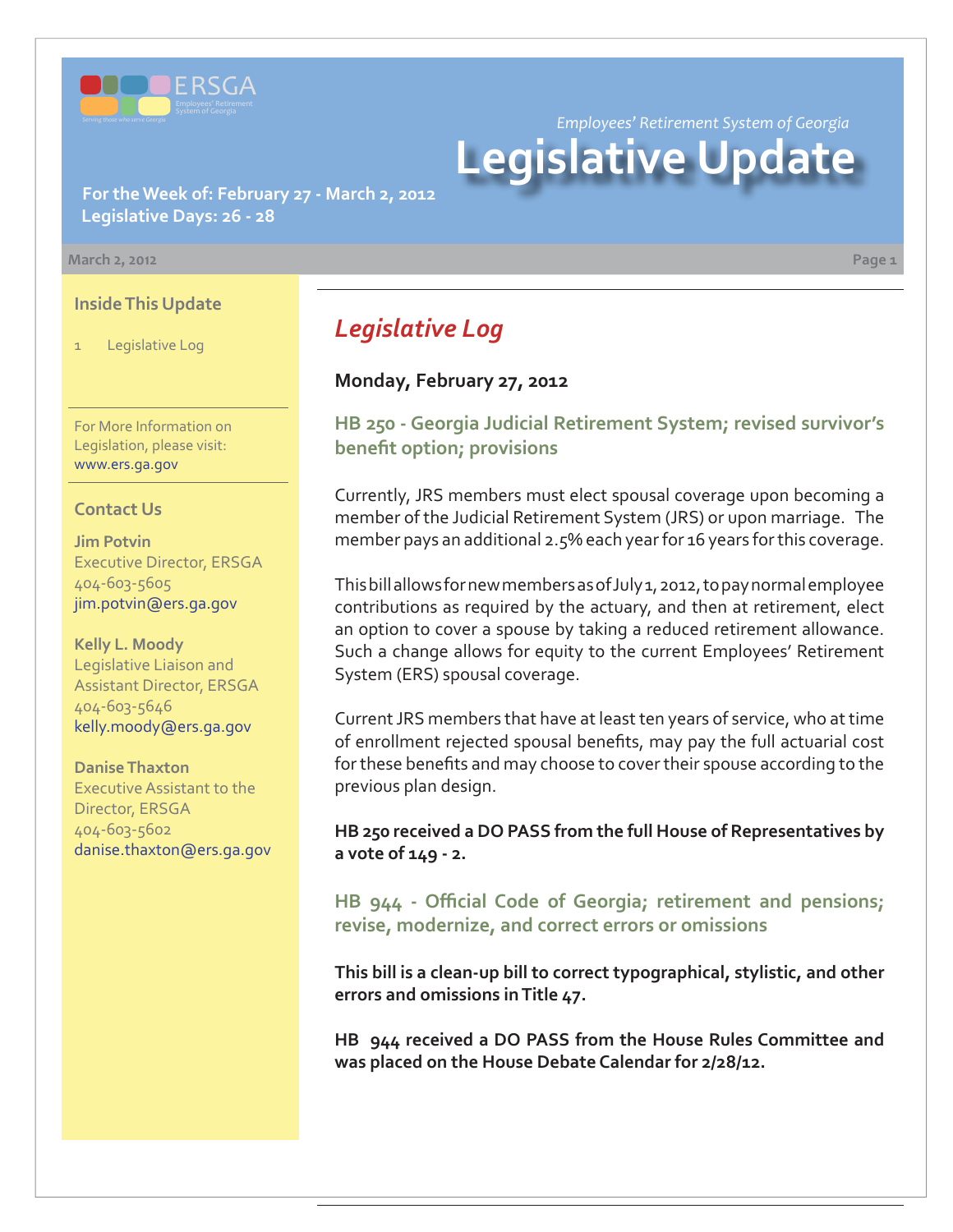ERSGA

Employees' Retirement System of Georgia

Serving those who serve Georgia

*Employees' Retirement System of Georgia*

# Legislative Update

**For the Week of: February 27 - March 2, 2012**
**Legislative Days: 26 - 28**

March 2, 2012

### Inside This Update

1 Legislative Log

For More Information on Legislation, please visit: www.ers.ga.gov

### Contact Us

**Jim Potvin**
Executive Director, ERSGA
404-603-5605
jim.potvin@ers.ga.gov

**Kelly L. Moody**
Legislative Liaison and Assistant Director, ERSGA
404-603-5646
kelly.moody@ers.ga.gov

**Danise Thaxton**
Executive Assistant to the Director, ERSGA
404-603-5602
danise.thaxton@ers.ga.gov

## *Legislative Log*

**Monday, February 27, 2012**

### HB 250 - Georgia Judicial Retirement System; revised survivor's benefit option; provisions

Currently, JRS members must elect spousal coverage upon becoming a member of the Judicial Retirement System (JRS) or upon marriage. The member pays an additional 2.5% each year for 16 years for this coverage.

This bill allows for new members as of July 1, 2012, to pay normal employee contributions as required by the actuary, and then at retirement, elect an option to cover a spouse by taking a reduced retirement allowance. Such a change allows for equity to the current Employees' Retirement System (ERS) spousal coverage.

Current JRS members that have at least ten years of service, who at time of enrollment rejected spousal benefits, may pay the full actuarial cost for these benefits and may choose to cover their spouse according to the previous plan design.

**HB 250 received a DO PASS from the full House of Representatives by a vote of 149 - 2.**

### HB 944 - Official Code of Georgia; retirement and pensions; revise, modernize, and correct errors or omissions

**This bill is a clean-up bill to correct typographical, stylistic, and other errors and omissions in Title 47.**

**HB 944 received a DO PASS from the House Rules Committee and was placed on the House Debate Calendar for 2/28/12.**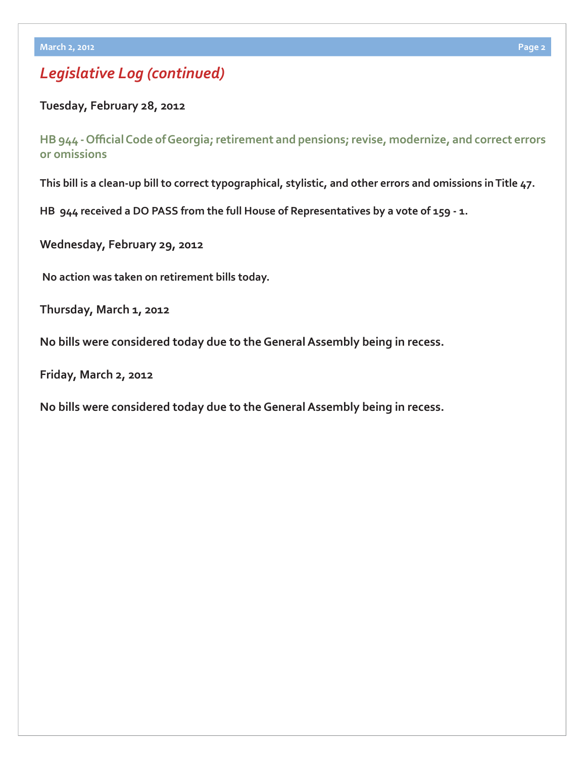## *Legislative Log (continued)*

**Tuesday, February 28, 2012**

### HB 944 - Official Code of Georgia; retirement and pensions; revise, modernize, and correct errors or omissions

**This bill is a clean-up bill to correct typographical, stylistic, and other errors and omissions in Title 47.**

**HB 944 received a DO PASS from the full House of Representatives by a vote of 159 - 1.**

**Wednesday, February 29, 2012**

**No action was taken on retirement bills today.**

**Thursday, March 1, 2012**

**No bills were considered today due to the General Assembly being in recess.**

**Friday, March 2, 2012**

**No bills were considered today due to the General Assembly being in recess.**